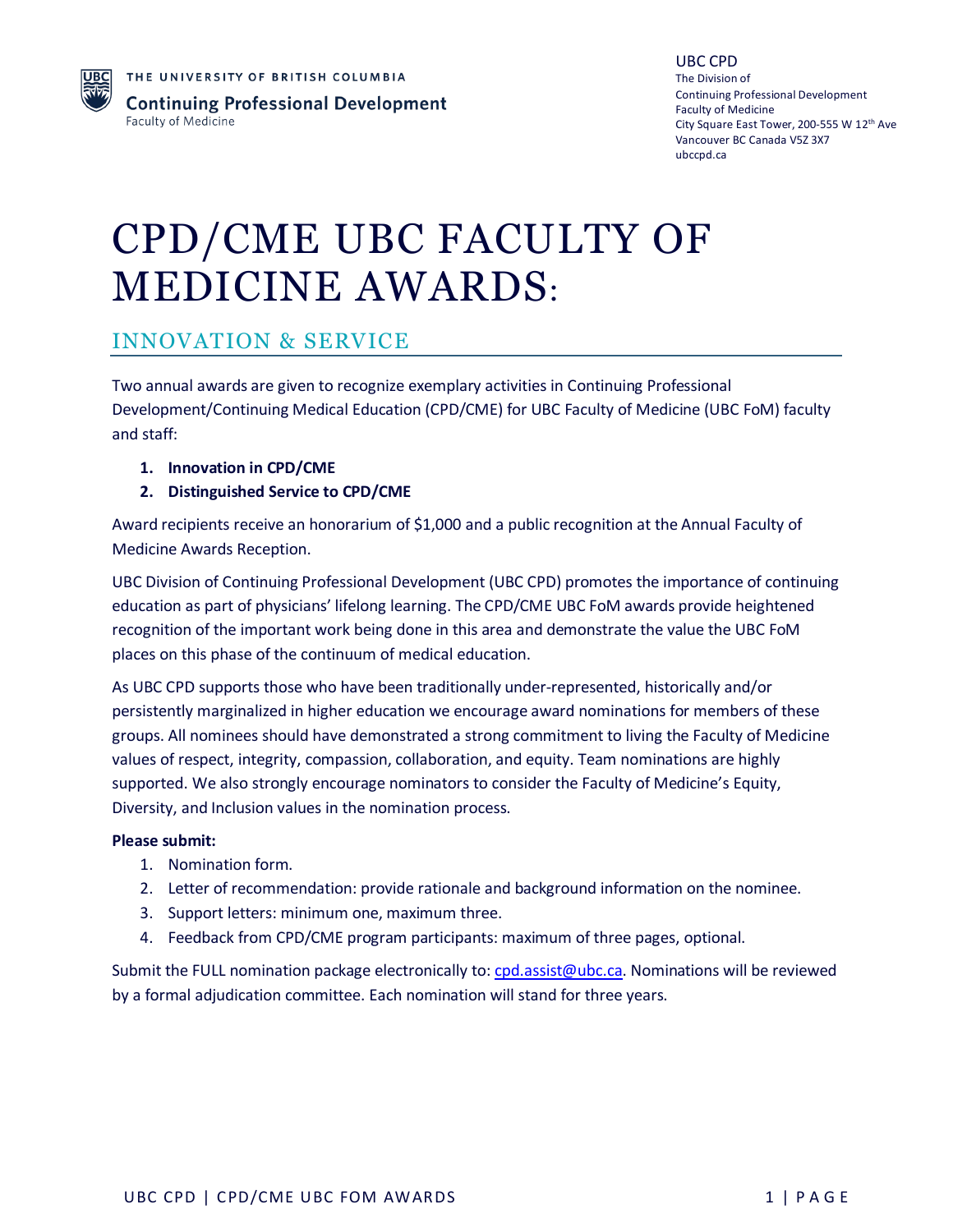THE UNIVERSITY OF BRITISH COLUMBIA
Continuing Professional Development
Faculty of Medicine

UBC CPD
The Division of
Continuing Professional Development
Faculty of Medicine
City Square East Tower, 200-555 W 12th Ave
Vancouver BC Canada V5Z 3X7
ubccpd.ca

# CPD/CME UBC FACULTY OF MEDICINE AWARDS:

## INNOVATION & SERVICE

Two annual awards are given to recognize exemplary activities in Continuing Professional Development/Continuing Medical Education (CPD/CME) for UBC Faculty of Medicine (UBC FoM) faculty and staff:

1. **Innovation in CPD/CME**
2. **Distinguished Service to CPD/CME**

Award recipients receive an honorarium of $1,000 and a public recognition at the Annual Faculty of Medicine Awards Reception.

UBC Division of Continuing Professional Development (UBC CPD) promotes the importance of continuing education as part of physicians' lifelong learning. The CPD/CME UBC FoM awards provide heightened recognition of the important work being done in this area and demonstrate the value the UBC FoM places on this phase of the continuum of medical education.

As UBC CPD supports those who have been traditionally under-represented, historically and/or persistently marginalized in higher education we encourage award nominations for members of these groups. All nominees should have demonstrated a strong commitment to living the Faculty of Medicine values of respect, integrity, compassion, collaboration, and equity. Team nominations are highly supported. We also strongly encourage nominators to consider the Faculty of Medicine's Equity, Diversity, and Inclusion values in the nomination process.

**Please submit:**

1. Nomination form.
2. Letter of recommendation: provide rationale and background information on the nominee.
3. Support letters: minimum one, maximum three.
4. Feedback from CPD/CME program participants: maximum of three pages, optional.

Submit the FULL nomination package electronically to: cpd.assist@ubc.ca. Nominations will be reviewed by a formal adjudication committee. Each nomination will stand for three years.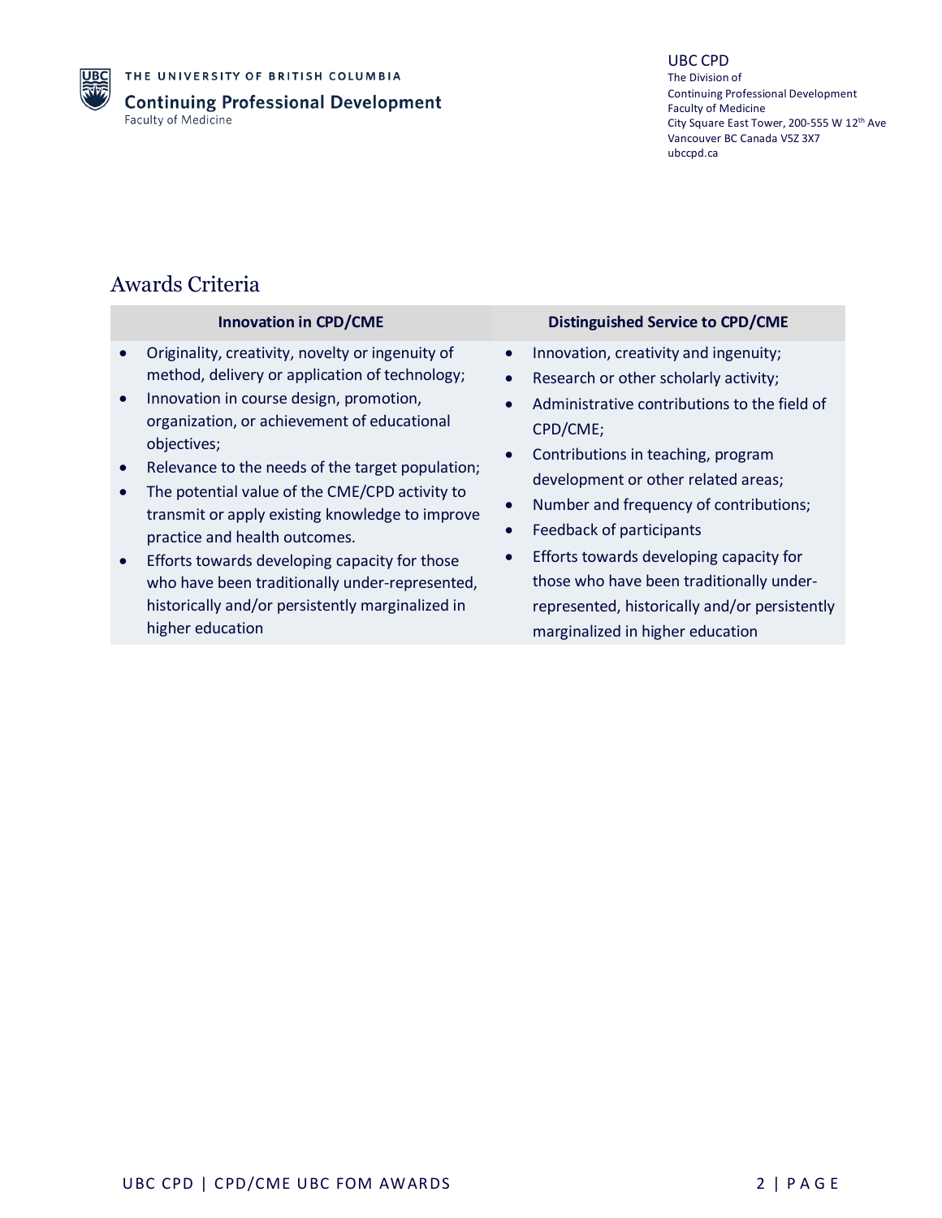## Awards Criteria

| Innovation in CPD/CME | Distinguished Service to CPD/CME |
|---|---|
| • Originality, creativity, novelty or ingenuity of method, delivery or application of technology;<br>• Innovation in course design, promotion, organization, or achievement of educational objectives;<br>• Relevance to the needs of the target population;<br>• The potential value of the CME/CPD activity to transmit or apply existing knowledge to improve practice and health outcomes.<br>• Efforts towards developing capacity for those who have been traditionally under-represented, historically and/or persistently marginalized in higher education | • Innovation, creativity and ingenuity;<br>• Research or other scholarly activity;<br>• Administrative contributions to the field of CPD/CME;<br>• Contributions in teaching, program development or other related areas;<br>• Number and frequency of contributions;<br>• Feedback of participants<br>• Efforts towards developing capacity for those who have been traditionally under-represented, historically and/or persistently marginalized in higher education |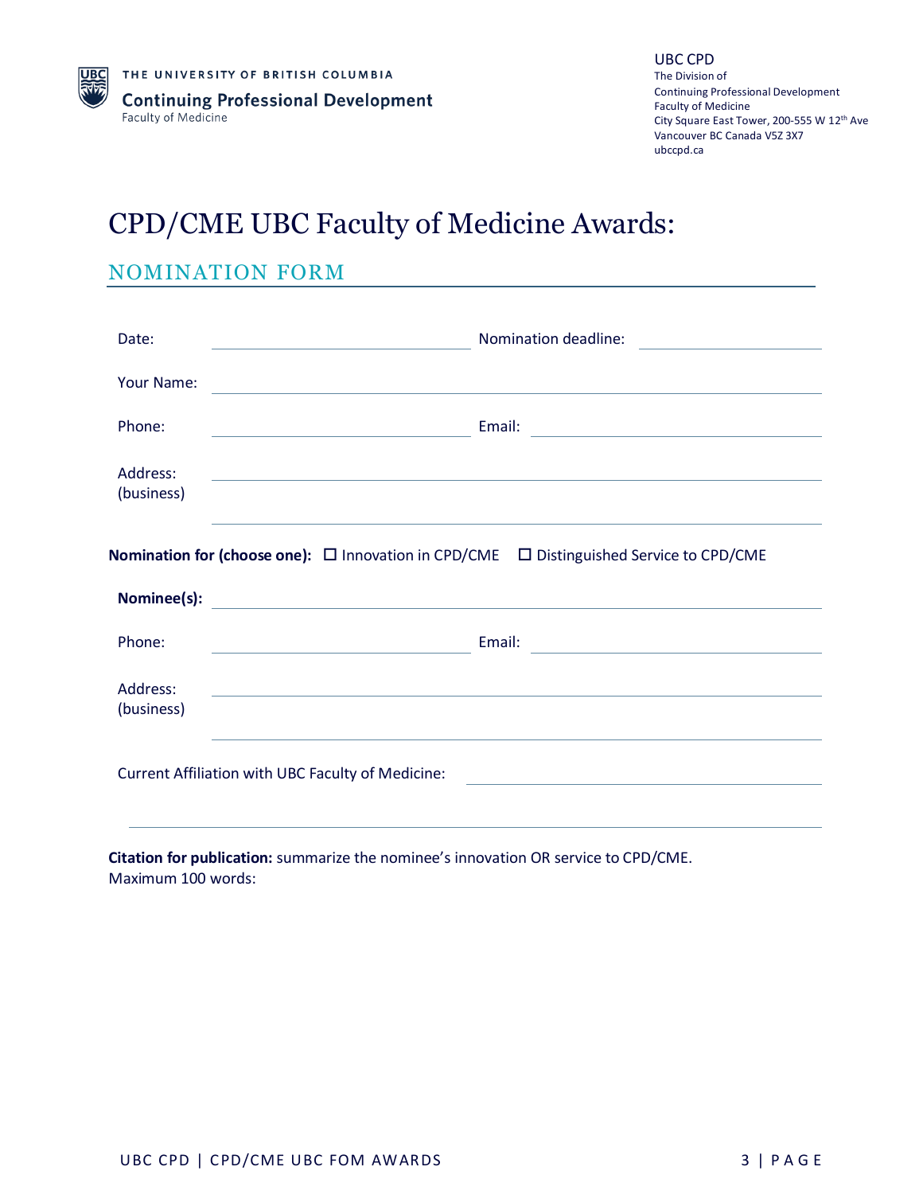THE UNIVERSITY OF BRITISH COLUMBIA
**Continuing Professional Development**
Faculty of Medicine

UBC CPD
The Division of
Continuing Professional Development
Faculty of Medicine
City Square East Tower, 200-555 W 12th Ave
Vancouver BC Canada V5Z 3X7
ubccpd.ca

# CPD/CME UBC Faculty of Medicine Awards:

## NOMINATION FORM

Date: ____________________ Nomination deadline: ____________________

Your Name: ________________________________________

Phone: ____________________ Email: ____________________

Address: (business) ________________________________________

________________________________________

**Nomination for (choose one):** ☐ Innovation in CPD/CME ☐ Distinguished Service to CPD/CME

**Nominee(s):** ________________________________________

Phone: ____________________ Email: ____________________

Address: (business) ________________________________________

________________________________________

Current Affiliation with UBC Faculty of Medicine: ____________________

________________________________________

**Citation for publication:** summarize the nominee's innovation OR service to CPD/CME.
Maximum 100 words: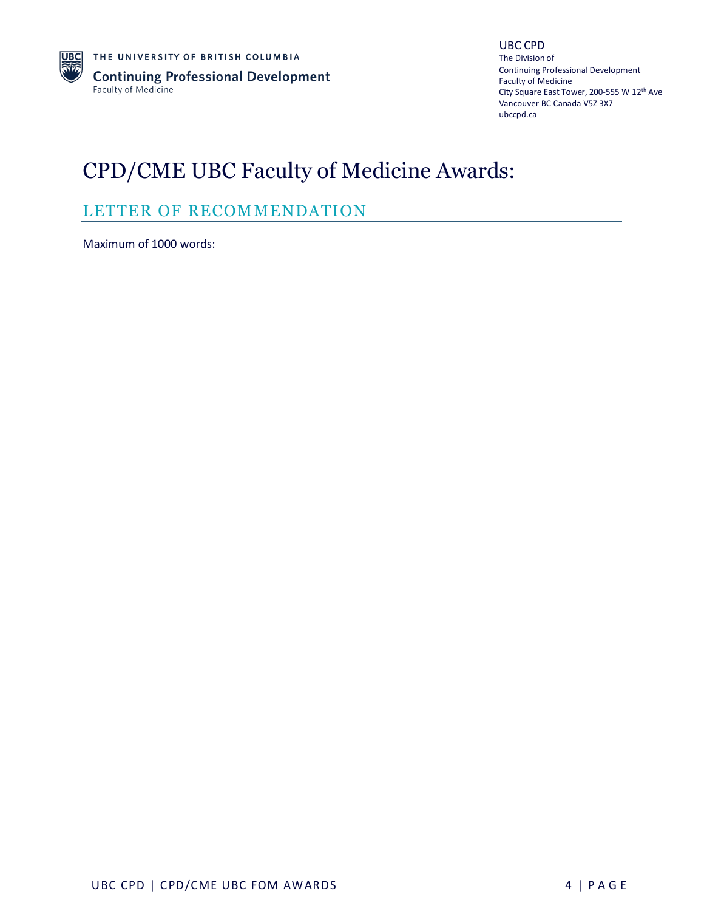# CPD/CME UBC Faculty of Medicine Awards:

## LETTER OF RECOMMENDATION

Maximum of 1000 words: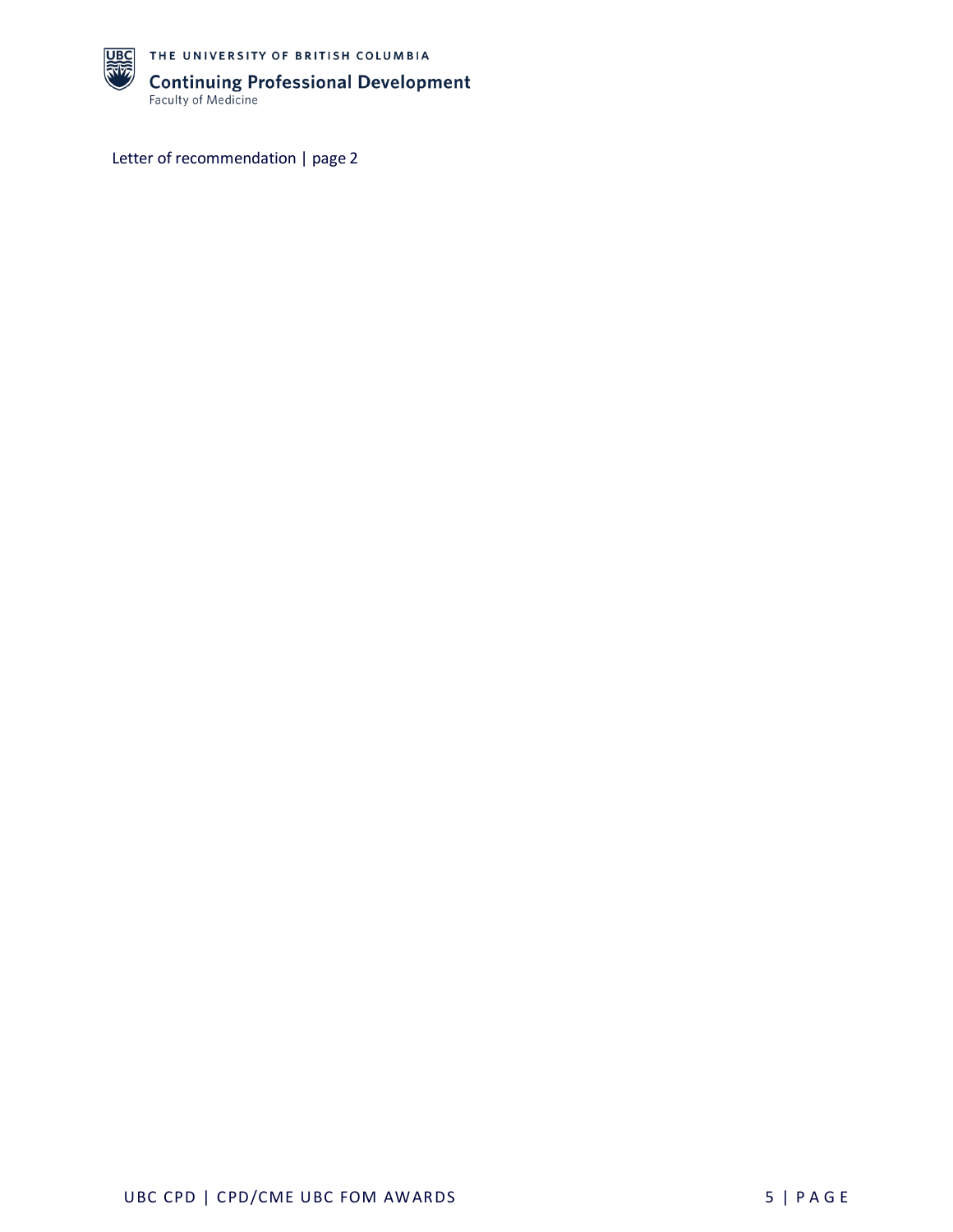Letter of recommendation | page 2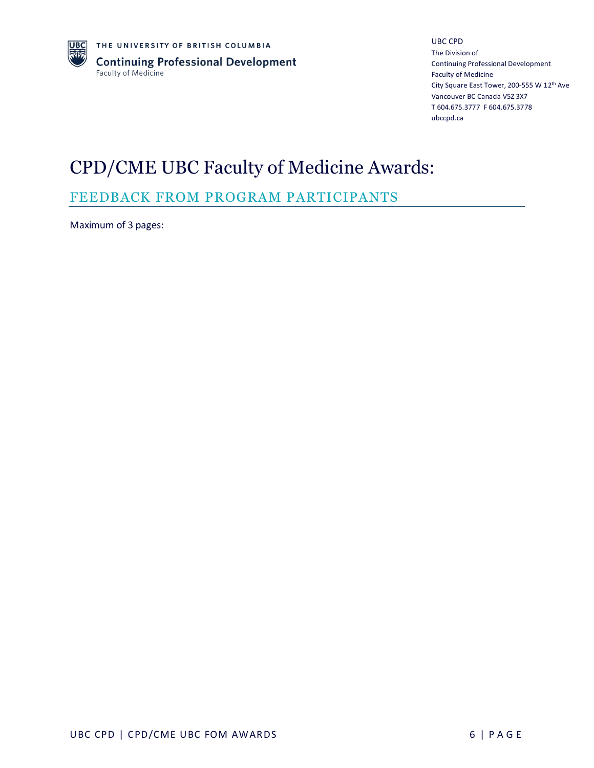UBC CPD
The Division of
Continuing Professional Development
Faculty of Medicine
City Square East Tower, 200-555 W 12th Ave
Vancouver BC Canada V5Z 3X7
T 604.675.3777 F 604.675.3778
ubccpd.ca

# CPD/CME UBC Faculty of Medicine Awards:

## FEEDBACK FROM PROGRAM PARTICIPANTS

Maximum of 3 pages: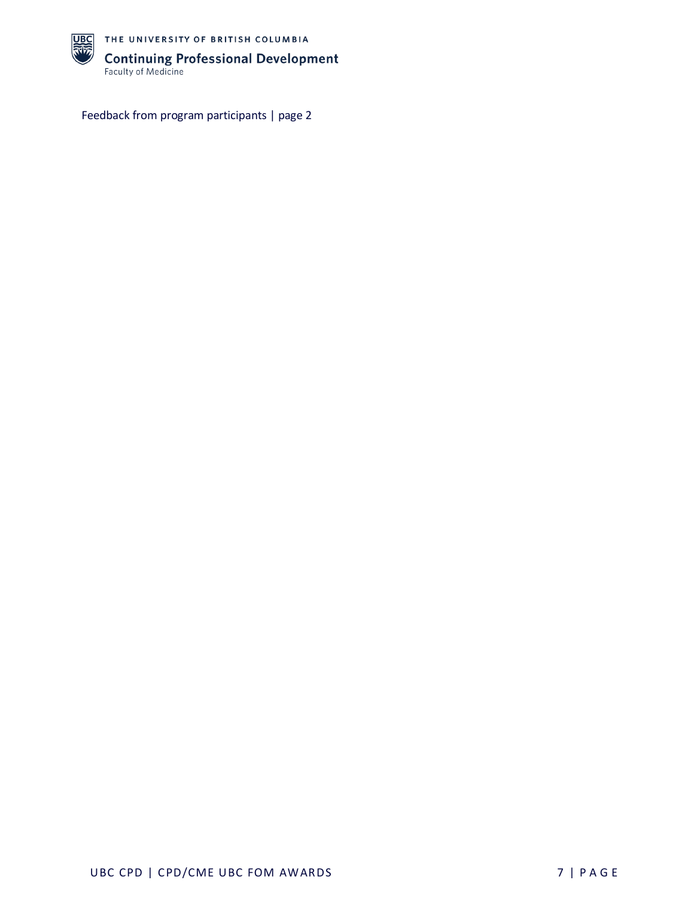Feedback from program participants | page 2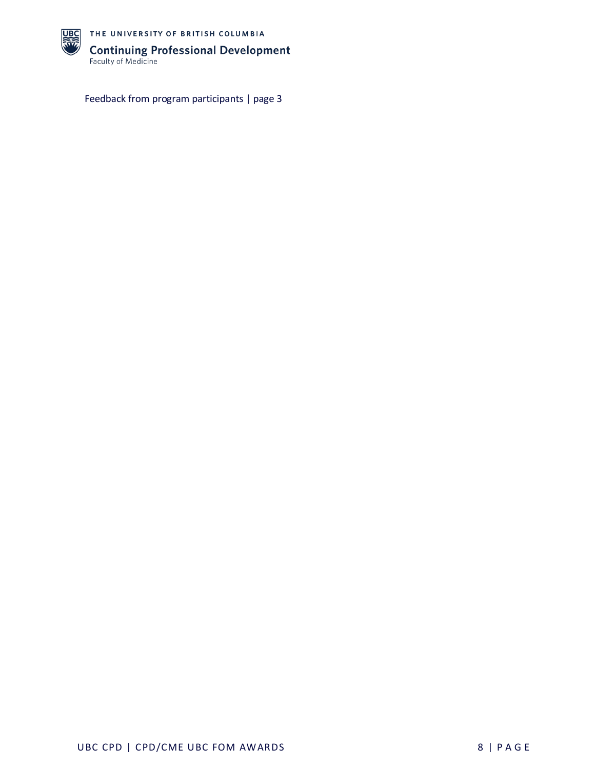Feedback from program participants | page 3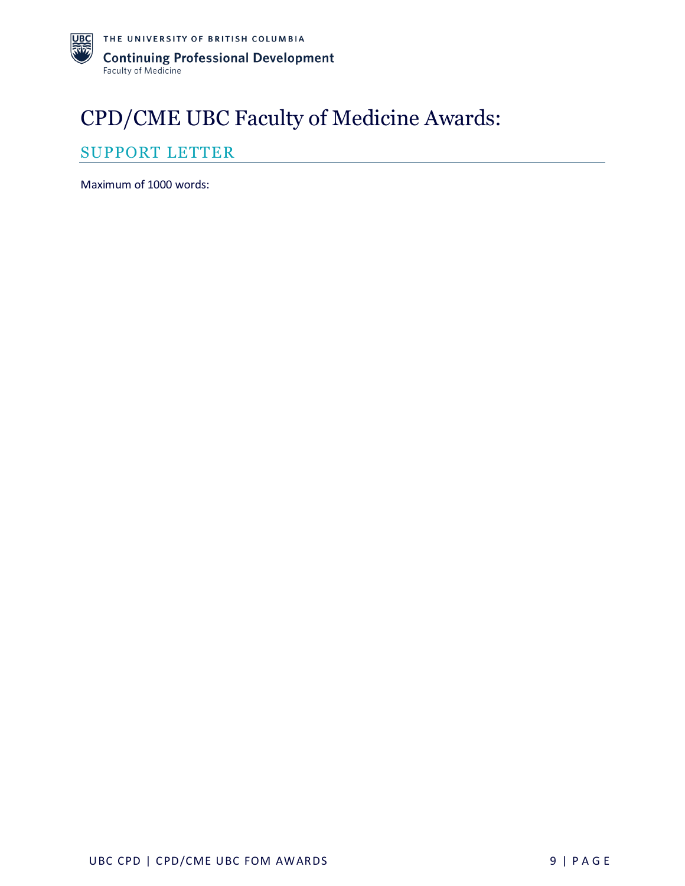# CPD/CME UBC Faculty of Medicine Awards:

## SUPPORT LETTER

Maximum of 1000 words: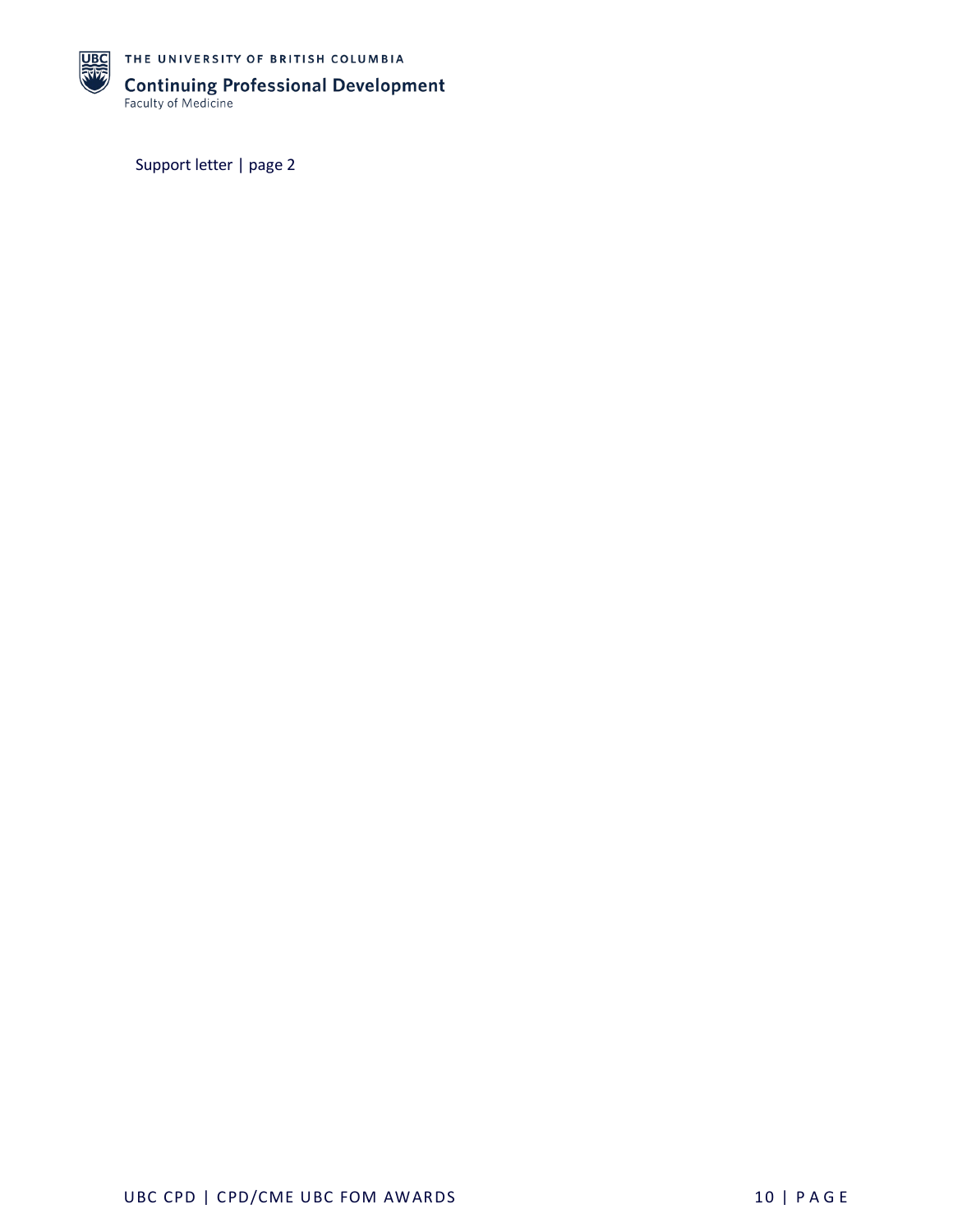Support letter | page 2